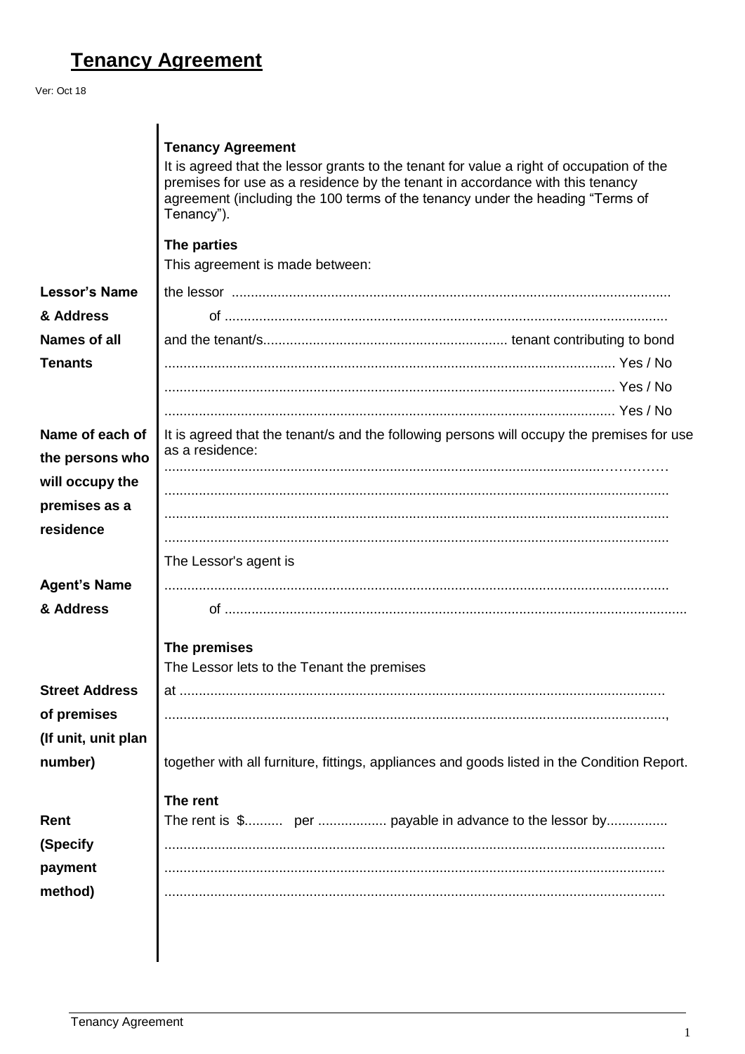# Tenancy Agreement

Ver: Oct 18

| | |
|---|---|
| | **Tenancy Agreement**<br>It is agreed that the lessor grants to the tenant for value a right of occupation of the premises for use as a residence by the tenant in accordance with this tenancy agreement (including the 100 terms of the tenancy under the heading "Terms of Tenancy"). |
| | **The parties**<br>This agreement is made between: |
| **Lessor's Name & Address** | the lessor ..................................................................................................................<br>of ................................................................................................................... |
| **Names of all Tenants** | and the tenant/s............................................................... tenant contributing to bond<br>.................................................................................................................... Yes / No<br>.................................................................................................................... Yes / No<br>.................................................................................................................... Yes / No |
| **Name of each of the persons who will occupy the premises as a residence** | It is agreed that the tenant/s and the following persons will occupy the premises for use as a residence:<br>..................................................................................................................<br>..................................................................................................................<br>..................................................................................................................<br>.................................................................................................................. |
| | The Lessor's agent is |
| **Agent's Name & Address** | ..................................................................................................................<br>of ....................................................................................................................... |
| | **The premises**<br>The Lessor lets to the Tenant the premises |
| **Street Address of premises (If unit, unit plan number)** | at ..............................................................................................................................<br>..................................................................................................................,<br>together with all furniture, fittings, appliances and goods listed in the Condition Report. |
| | **The rent** |
| **Rent (Specify payment method)** | The rent is $.......... per .................. payable in advance to the lessor by................<br>.................................................................................................................<br>.................................................................................................................<br>................................................................................................................. |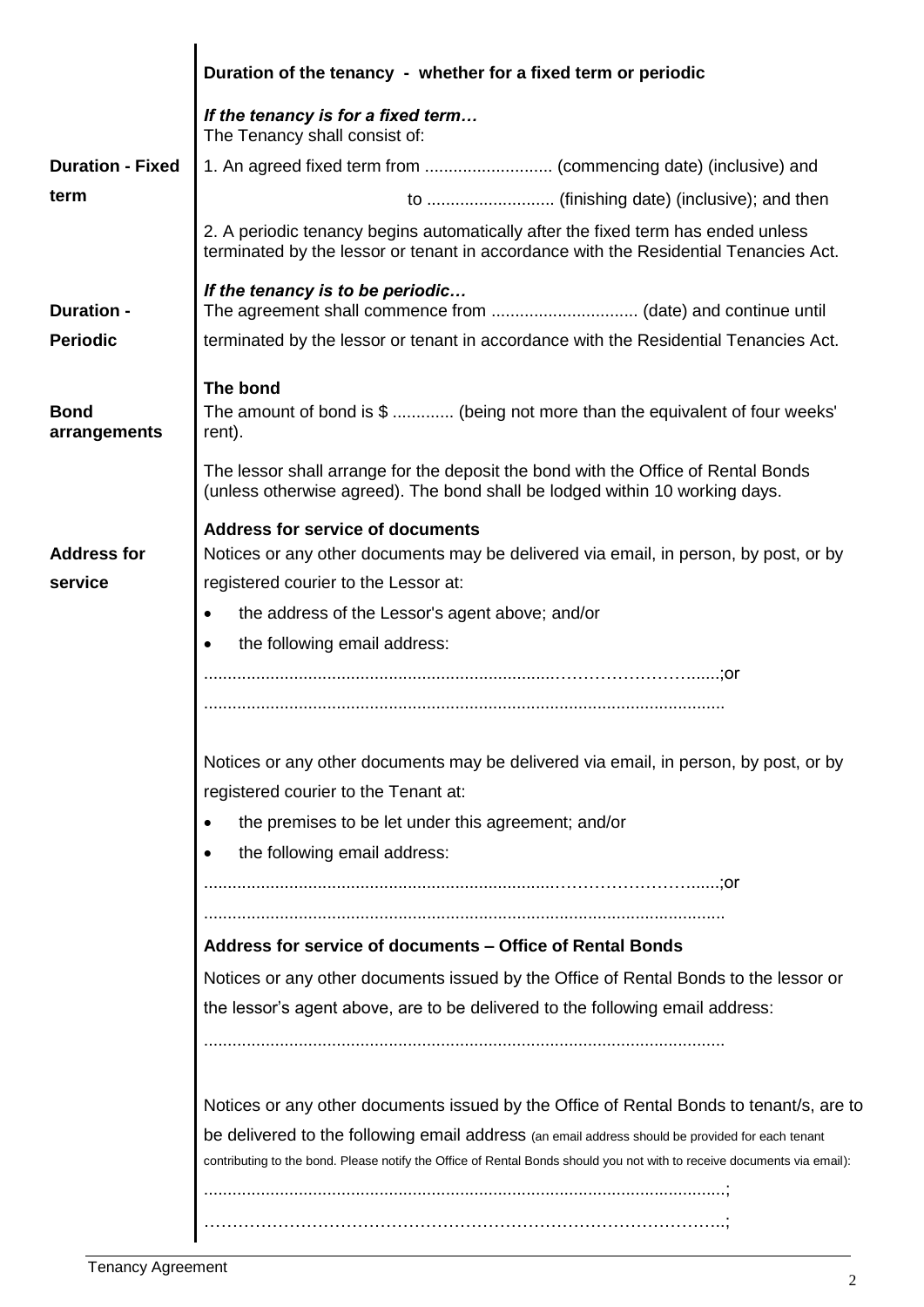**Duration of the tancy - whether for a fixed term or periodic**

*If the tenancy is for a fixed term…*
The Tenancy shall consist of:

**Duration - Fixed term**

1. An agreed fixed term from ........................... (commencing date) (inclusive) and

to ........................... (finishing date) (inclusive); and then

2. A periodic tenancy begins automatically after the fixed term has ended unless terminated by the lessor or tenant in accordance with the Residential Tenancies Act.

**Duration - Periodic**

*If the tenancy is to be periodic…*
The agreement shall commence from ............................... (date) and continue until terminated by the lessor or tenant in accordance with the Residential Tenancies Act.

**Bond arrangements**

**The bond**
The amount of bond is $ ............. (being not more than the equivalent of four weeks' rent).

The lessor shall arrange for the deposit the bond with the Office of Rental Bonds (unless otherwise agreed). The bond shall be lodged within 10 working days.

**Address for service**

**Address for service of documents**
Notices or any other documents may be delivered via email, in person, by post, or by registered courier to the Lessor at:

- the address of the Lessor's agent above; and/or
- the following email address:

....................................................................................................;or

.............................................................................................................

Notices or any other documents may be delivered via email, in person, by post, or by registered courier to the Tenant at:

- the premises to be let under this agreement; and/or
- the following email address:

....................................................................................................;or

.............................................................................................................

**Address for service of documents – Office of Rental Bonds**

Notices or any other documents issued by the Office of Rental Bonds to the lessor or the lessor's agent above, are to be delivered to the following email address:

.............................................................................................................

Notices or any other documents issued by the Office of Rental Bonds to tenant/s, are to be delivered to the following email address (an email address should be provided for each tenant contributing to the bond. Please notify the Office of Rental Bonds should you not with to receive documents via email):

.............................................................................................................;

……………………………………………………………………………..;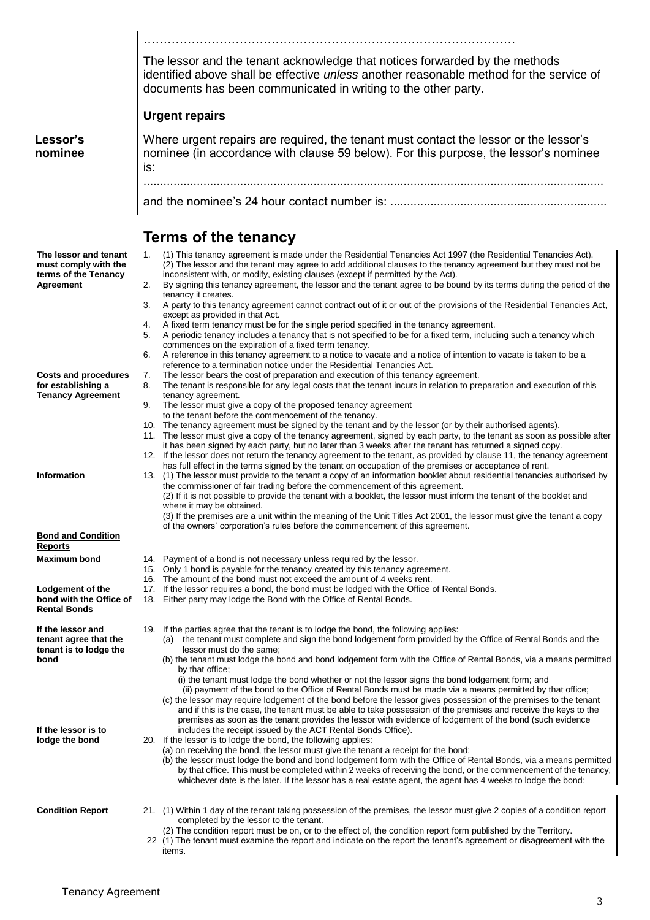………………………………………………………………………………………

The lessor and the tenant acknowledge that notices forwarded by the methods identified above shall be effective *unless* another reasonable method for the service of documents has been communicated in writing to the other party.

**Urgent repairs**

**Lessor's nominee**

Where urgent repairs are required, the tenant must contact the lessor or the lessor's nominee (in accordance with clause 59 below). For this purpose, the lessor's nominee is:

.......................................................................................................................................

and the nominee's 24 hour contact number is: ................................................................

# Terms of the tenancy

**The lessor and tenant must comply with the terms of the Tenancy Agreement**

1. (1) This tenancy agreement is made under the Residential Tenancies Act 1997 (the Residential Tenancies Act).
   (2) The lessor and the tenant may agree to add additional clauses to the tenancy agreement but they must not be inconsistent with, or modify, existing clauses (except if permitted by the Act).
2. By signing this tenancy agreement, the lessor and the tenant agree to be bound by its terms during the period of the tenancy it creates.
3. A party to this tenancy agreement cannot contract out of it or out of the provisions of the Residential Tenancies Act, except as provided in that Act.
4. A fixed term tenancy must be for the single period specified in the tenancy agreement.
5. A periodic tenancy includes a tenancy that is not specified to be for a fixed term, including such a tenancy which commences on the expiration of a fixed term tenancy.
6. A reference in this tenancy agreement to a notice to vacate and a notice of intention to vacate is taken to be a reference to a termination notice under the Residential Tenancies Act.

**Costs and procedures for establishing a Tenancy Agreement**

7. The lessor bears the cost of preparation and execution of this tenancy agreement.
8. The tenant is responsible for any legal costs that the tenant incurs in relation to preparation and execution of this tenancy agreement.
9. The lessor must give a copy of the proposed tenancy agreement to the tenant before the commencement of the tenancy.
10. The tenancy agreement must be signed by the tenant and by the lessor (or by their authorised agents).
11. The lessor must give a copy of the tenancy agreement, signed by each party, to the tenant as soon as possible after it has been signed by each party, but no later than 3 weeks after the tenant has returned a signed copy.
12. If the lessor does not return the tenancy agreement to the tenant, as provided by clause 11, the tenancy agreement has full effect in the terms signed by the tenant on occupation of the premises or acceptance of rent.

**Information**

13. (1) The lessor must provide to the tenant a copy of an information booklet about residential tenancies authorised by the commissioner of fair trading before the commencement of this agreement.
    (2) If it is not possible to provide the tenant with a booklet, the lessor must inform the tenant of the booklet and where it may be obtained.
    (3) If the premises are a unit within the meaning of the Unit Titles Act 2001, the lessor must give the tenant a copy of the owners' corporation's rules before the commencement of this agreement.

**Bond and Condition Reports**

**Maximum bond**

14. Payment of a bond is not necessary unless required by the lessor.
15. Only 1 bond is payable for the tenancy created by this tenancy agreement.
16. The amount of the bond must not exceed the amount of 4 weeks rent.

**Lodgement of the bond with the Office of Rental Bonds**

17. If the lessor requires a bond, the bond must be lodged with the Office of Rental Bonds.
18. Either party may lodge the Bond with the Office of Rental Bonds.

**If the lessor and tenant agree that the tenant is to lodge the bond**

19. If the parties agree that the tenant is to lodge the bond, the following applies:
    (a) the tenant must complete and sign the bond lodgement form provided by the Office of Rental Bonds and the lessor must do the same;
    (b) the tenant must lodge the bond and bond lodgement form with the Office of Rental Bonds, via a means permitted by that office;
       (i) the tenant must lodge the bond whether or not the lessor signs the bond lodgement form; and
       (ii) payment of the bond to the Office of Rental Bonds must be made via a means permitted by that office;
    (c) the lessor may require lodgement of the bond before the lessor gives possession of the premises to the tenant and if this is the case, the tenant must be able to take possession of the premises and receive the keys to the premises as soon as the tenant provides the lessor with evidence of lodgement of the bond (such evidence includes the receipt issued by the ACT Rental Bonds Office).

**If the lessor is to lodge the bond**

20. If the lessor is to lodge the bond, the following applies:
    (a) on receiving the bond, the lessor must give the tenant a receipt for the bond;
    (b) the lessor must lodge the bond and bond lodgement form with the Office of Rental Bonds, via a means permitted by that office. This must be completed within 2 weeks of receiving the bond, or the commencement of the tenancy, whichever date is the later. If the lessor has a real estate agent, the agent has 4 weeks to lodge the bond;

**Condition Report**

21. (1) Within 1 day of the tenant taking possession of the premises, the lessor must give 2 copies of a condition report completed by the lessor to the tenant.
    (2) The condition report must be on, or to the effect of, the condition report form published by the Territory.
22. (1) The tenant must examine the report and indicate on the report the tenant's agreement or disagreement with the items.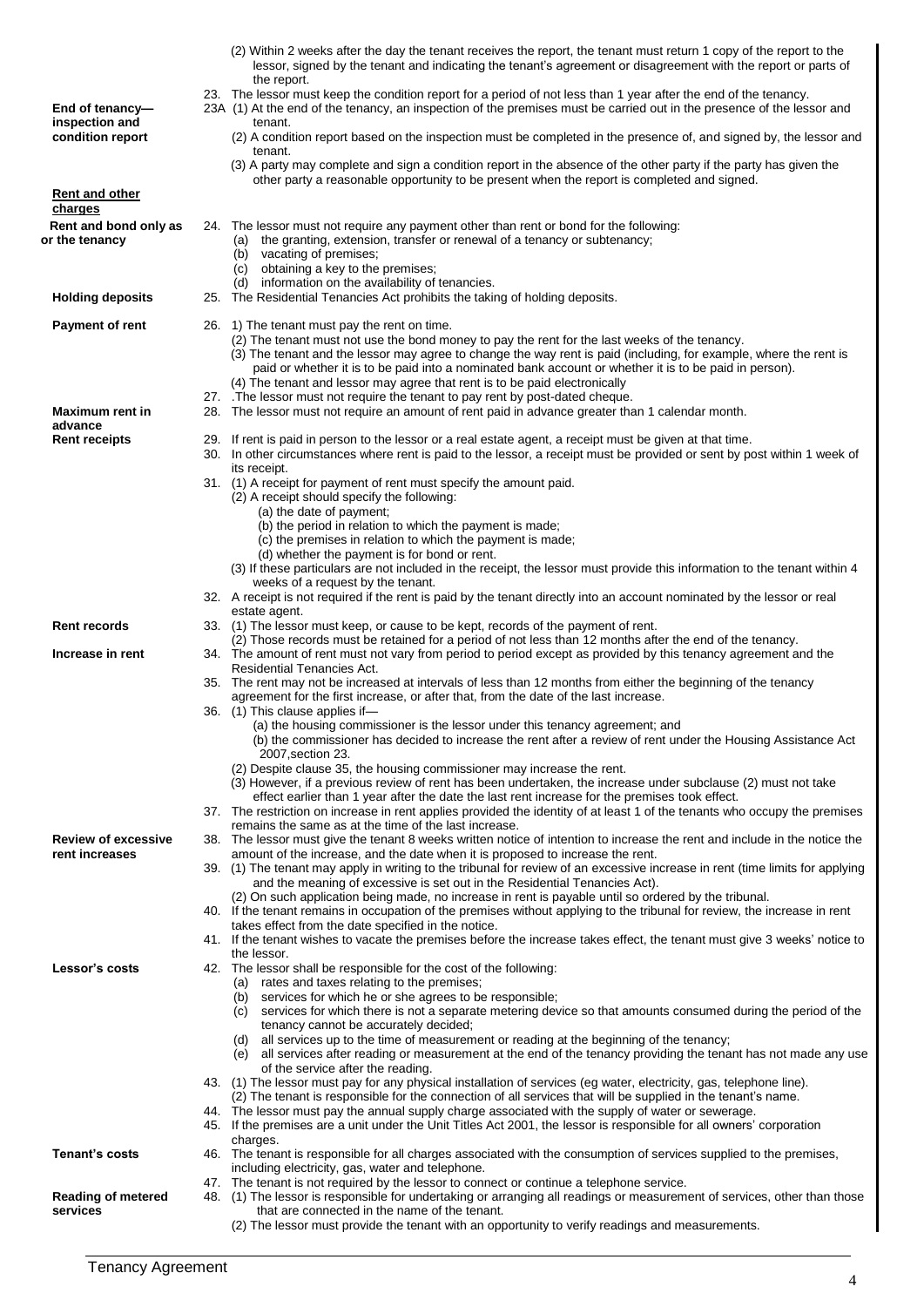(2) Within 2 weeks after the day the tenant receives the report, the tenant must return 1 copy of the report to the lessor, signed by the tenant and indicating the tenant's agreement or disagreement with the report or parts of the report.

23. The lessor must keep the condition report for a period of not less than 1 year after the end of the tenancy.

**End of tenancy—inspection and condition report**

23A (1) At the end of the tenancy, an inspection of the premises must be carried out in the presence of the lessor and tenant.

(2) A condition report based on the inspection must be completed in the presence of, and signed by, the lessor and tenant.

(3) A party may complete and sign a condition report in the absence of the other party if the party has given the other party a reasonable opportunity to be present when the report is completed and signed.

## Rent and other charges

**Rent and bond only as or the tenancy**

24. The lessor must not require any payment other than rent or bond for the following:
    - (a) the granting, extension, transfer or renewal of a tenancy or subtenancy;
    - (b) vacating of premises;
    - (c) obtaining a key to the premises;
    - (d) information on the availability of tenancies.

**Holding deposits**

25. The Residential Tenancies Act prohibits the taking of holding deposits.

**Payment of rent**

26. 1) The tenant must pay the rent on time.

    (2) The tenant must not use the bond money to pay the rent for the last weeks of the tenancy.

    (3) The tenant and the lessor may agree to change the way rent is paid (including, for example, where the rent is paid or whether it is to be paid into a nominated bank account or whether it is to be paid in person).

    (4) The tenant and lessor may agree that rent is to be paid electronically

27. .The lessor must not require the tenant to pay rent by post-dated cheque.

**Maximum rent in advance**

28. The lessor must not require an amount of rent paid in advance greater than 1 calendar month.

**Rent receipts**

29. If rent is paid in person to the lessor or a real estate agent, a receipt must be given at that time.

30. In other circumstances where rent is paid to the lessor, a receipt must be provided or sent by post within 1 week of its receipt.

31. (1) A receipt for payment of rent must specify the amount paid.

    (2) A receipt should specify the following:
    - (a) the date of payment;
    - (b) the period in relation to which the payment is made;
    - (c) the premises in relation to which the payment is made;
    - (d) whether the payment is for bond or rent.

    (3) If these particulars are not included in the receipt, the lessor must provide this information to the tenant within 4 weeks of a request by the tenant.

32. A receipt is not required if the rent is paid by the tenant directly into an account nominated by the lessor or real estate agent.

**Rent records**

33. (1) The lessor must keep, or cause to be kept, records of the payment of rent.

    (2) Those records must be retained for a period of not less than 12 months after the end of the tenancy.

**Increase in rent**

34. The amount of rent must not vary from period to period except as provided by this tenancy agreement and the Residential Tenancies Act.

35. The rent may not be increased at intervals of less than 12 months from either the beginning of the tenancy agreement for the first increase, or after that, from the date of the last increase.

36. (1) This clause applies if—
    - (a) the housing commissioner is the lessor under this tenancy agreement; and
    - (b) the commissioner has decided to increase the rent after a review of rent under the Housing Assistance Act 2007,section 23.

    (2) Despite clause 35, the housing commissioner may increase the rent.

    (3) However, if a previous review of rent has been undertaken, the increase under subclause (2) must not take effect earlier than 1 year after the date the last rent increase for the premises took effect.

37. The restriction on increase in rent applies provided the identity of at least 1 of the tenants who occupy the premises remains the same as at the time of the last increase.

**Review of excessive rent increases**

38. The lessor must give the tenant 8 weeks written notice of intention to increase the rent and include in the notice the amount of the increase, and the date when it is proposed to increase the rent.

39. (1) The tenant may apply in writing to the tribunal for review of an excessive increase in rent (time limits for applying and the meaning of excessive is set out in the Residential Tenancies Act).

    (2) On such application being made, no increase in rent is payable until so ordered by the tribunal.

40. If the tenant remains in occupation of the premises without applying to the tribunal for review, the increase in rent takes effect from the date specified in the notice.

41. If the tenant wishes to vacate the premises before the increase takes effect, the tenant must give 3 weeks' notice to the lessor.

**Lessor's costs**

42. The lessor shall be responsible for the cost of the following:
    - (a) rates and taxes relating to the premises;
    - (b) services for which he or she agrees to be responsible;
    - (c) services for which there is not a separate metering device so that amounts consumed during the period of the tenancy cannot be accurately decided;
    - (d) all services up to the time of measurement or reading at the beginning of the tenancy;
    - (e) all services after reading or measurement at the end of the tenancy providing the tenant has not made any use of the service after the reading.

43. (1) The lessor must pay for any physical installation of services (eg water, electricity, gas, telephone line).

    (2) The tenant is responsible for the connection of all services that will be supplied in the tenant's name.

44. The lessor must pay the annual supply charge associated with the supply of water or sewerage.

45. If the premises are a unit under the Unit Titles Act 2001, the lessor is responsible for all owners' corporation charges.

**Tenant's costs**

46. The tenant is responsible for all charges associated with the consumption of services supplied to the premises, including electricity, gas, water and telephone.

47. The tenant is not required by the lessor to connect or continue a telephone service.

**Reading of metered services**

48. (1) The lessor is responsible for undertaking or arranging all readings or measurement of services, other than those that are connected in the name of the tenant.

    (2) The lessor must provide the tenant with an opportunity to verify readings and measurements.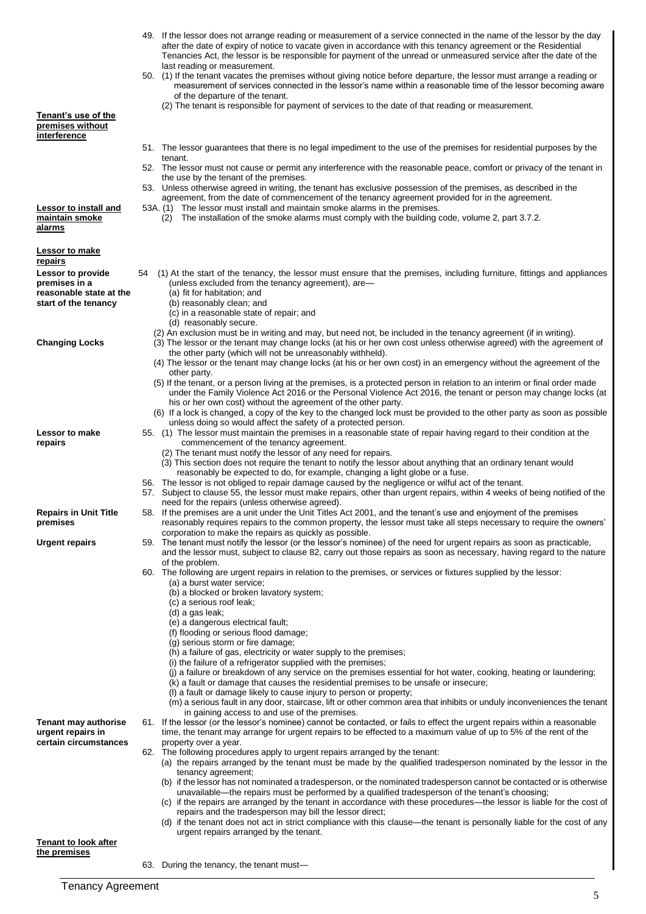49. If the lessor does not arrange reading or measurement of a service connected in the name of the lessor by the day after the date of expiry of notice to vacate given in accordance with this tenancy agreement or the Residential Tenancies Act, the lessor is be responsible for payment of the unread or unmeasured service after the date of the last reading or measurement.

50. (1) If the tenant vacates the premises without giving notice before departure, the lessor must arrange a reading or measurement of services connected in the lessor's name within a reasonable time of the lessor becoming aware of the departure of the tenant.
    (2) The tenant is responsible for payment of services to the date of that reading or measurement.

**Tenant's use of the premises without interference**

51. The lessor guarantees that there is no legal impediment to the use of the premises for residential purposes by the tenant.

52. The lessor must not cause or permit any interference with the reasonable peace, comfort or privacy of the tenant in the use by the tenant of the premises.

53. Unless otherwise agreed in writing, the tenant has exclusive possession of the premises, as described in the agreement, from the date of commencement of the tenancy agreement provided for in the agreement.

**Lessor to install and maintain smoke alarms**

53A. (1) The lessor must install and maintain smoke alarms in the premises.
    (2) The installation of the smoke alarms must comply with the building code, volume 2, part 3.7.2.

**Lessor to make repairs**

**Lessor to provide premises in a reasonable state at the start of the tenancy**

54 (1) At the start of the tenancy, the lessor must ensure that the premises, including furniture, fittings and appliances (unless excluded from the tenancy agreement), are—
    (a) fit for habitation; and
    (b) reasonably clean; and
    (c) in a reasonable state of repair; and
    (d) reasonably secure.
  (2) An exclusion must be in writing and may, but need not, be included in the tenancy agreement (if in writing).

**Changing Locks**

  (3) The lessor or the tenant may change locks (at his or her own cost unless otherwise agreed) with the agreement of the other party (which will not be unreasonably withheld).
  (4) The lessor or the tenant may change locks (at his or her own cost) in an emergency without the agreement of the other party.
  (5) If the tenant, or a person living at the premises, is a protected person in relation to an interim or final order made under the Family Violence Act 2016 or the Personal Violence Act 2016, the tenant or person may change locks (at his or her own cost) without the agreement of the other party.
  (6) If a lock is changed, a copy of the key to the changed lock must be provided to the other party as soon as possible unless doing so would affect the safety of a protected person.

**Lessor to make repairs**

55. (1) The lessor must maintain the premises in a reasonable state of repair having regard to their condition at the commencement of the tenancy agreement.
    (2) The tenant must notify the lessor of any need for repairs.
    (3) This section does not require the tenant to notify the lessor about anything that an ordinary tenant would reasonably be expected to do, for example, changing a light globe or a fuse.

56. The lessor is not obliged to repair damage caused by the negligence or wilful act of the tenant.

57. Subject to clause 55, the lessor must make repairs, other than urgent repairs, within 4 weeks of being notified of the need for the repairs (unless otherwise agreed).

**Repairs in Unit Title premises**

58. If the premises are a unit under the Unit Titles Act 2001, and the tenant's use and enjoyment of the premises reasonably requires repairs to the common property, the lessor must take all steps necessary to require the owners' corporation to make the repairs as quickly as possible.

**Urgent repairs**

59. The tenant must notify the lessor (or the lessor's nominee) of the need for urgent repairs as soon as practicable, and the lessor must, subject to clause 82, carry out those repairs as soon as necessary, having regard to the nature of the problem.

60. The following are urgent repairs in relation to the premises, or services or fixtures supplied by the lessor:
    (a) a burst water service;
    (b) a blocked or broken lavatory system;
    (c) a serious roof leak;
    (d) a gas leak;
    (e) a dangerous electrical fault;
    (f) flooding or serious flood damage;
    (g) serious storm or fire damage;
    (h) a failure of gas, electricity or water supply to the premises;
    (i) the failure of a refrigerator supplied with the premises;
    (j) a failure or breakdown of any service on the premises essential for hot water, cooking, heating or laundering;
    (k) a fault or damage that causes the residential premises to be unsafe or insecure;
    (l) a fault or damage likely to cause injury to person or property;
    (m) a serious fault in any door, staircase, lift or other common area that inhibits or unduly inconveniences the tenant in gaining access to and use of the premises.

**Tenant may authorise urgent repairs in certain circumstances**

61. If the lessor (or the lessor's nominee) cannot be contacted, or fails to effect the urgent repairs within a reasonable time, the tenant may arrange for urgent repairs to be effected to a maximum value of up to 5% of the rent of the property over a year.

62. The following procedures apply to urgent repairs arranged by the tenant:
    (a) the repairs arranged by the tenant must be made by the qualified tradesperson nominated by the lessor in the tenancy agreement;
    (b) if the lessor has not nominated a tradesperson, or the nominated tradesperson cannot be contacted or is otherwise unavailable—the repairs must be performed by a qualified tradesperson of the tenant's choosing;
    (c) if the repairs are arranged by the tenant in accordance with these procedures—the lessor is liable for the cost of repairs and the tradesperson may bill the lessor direct;
    (d) if the tenant does not act in strict compliance with this clause—the tenant is personally liable for the cost of any urgent repairs arranged by the tenant.

**Tenant to look after the premises**

63. During the tenancy, the tenant must—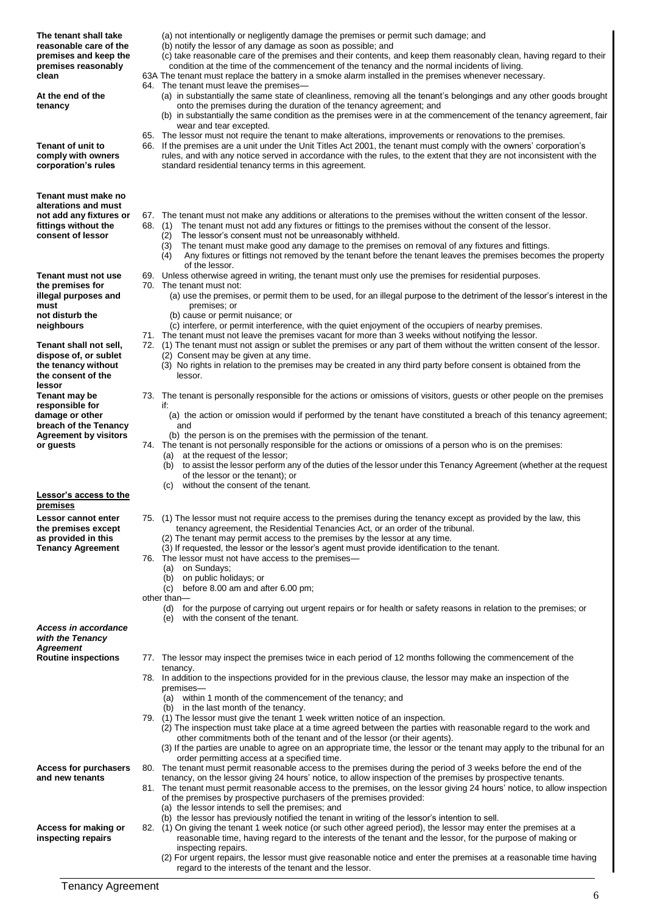**The tenant shall take reasonable care of the premises and keep the premises reasonably clean**

(a) not intentionally or negligently damage the premises or permit such damage; and
(b) notify the lessor of any damage as soon as possible; and
(c) take reasonable care of the premises and their contents, and keep them reasonably clean, having regard to their condition at the time of the commencement of the tenancy and the normal incidents of living.

63A The tenant must replace the battery in a smoke alarm installed in the premises whenever necessary.

**At the end of the tenancy**

64. The tenant must leave the premises—
  (a) in substantially the same state of cleanliness, removing all the tenant's belongings and any other goods brought onto the premises during the duration of the tenancy agreement; and
  (b) in substantially the same condition as the premises were in at the commencement of the tenancy agreement, fair wear and tear excepted.

65. The lessor must not require the tenant to make alterations, improvements or renovations to the premises.

**Tenant of unit to comply with owners corporation's rules**

66. If the premises are a unit under the Unit Titles Act 2001, the tenant must comply with the owners' corporation's rules, and with any notice served in accordance with the rules, to the extent that they are not inconsistent with the standard residential tenancy terms in this agreement.

**Tenant must make no alterations and must not add any fixtures or fittings without the consent of lessor**

67. The tenant must not make any additions or alterations to the premises without the written consent of the lessor.

68. (1) The tenant must not add any fixtures or fittings to the premises without the consent of the lessor.
  (2) The lessor's consent must not be unreasonably withheld.
  (3) The tenant must make good any damage to the premises on removal of any fixtures and fittings.
  (4) Any fixtures or fittings not removed by the tenant before the tenant leaves the premises becomes the property of the lessor.

**Tenant must not use the premises for illegal purposes and must not disturb the neighbours**

69. Unless otherwise agreed in writing, the tenant must only use the premises for residential purposes.

70. The tenant must not:
  (a) use the premises, or permit them to be used, for an illegal purpose to the detriment of the lessor's interest in the premises; or
  (b) cause or permit nuisance; or
  (c) interfere, or permit interference, with the quiet enjoyment of the occupiers of nearby premises.

71. The tenant must not leave the premises vacant for more than 3 weeks without notifying the lessor.

**Tenant shall not sell, dispose of, or sublet the tenancy without the consent of the lessor**

72. (1) The tenant must not assign or sublet the premises or any part of them without the written consent of the lessor.
  (2) Consent may be given at any time.
  (3) No rights in relation to the premises may be created in any third party before consent is obtained from the lessor.

**Tenant may be responsible for damage or other breach of the Tenancy Agreement by visitors or guests**

73. The tenant is personally responsible for the actions or omissions of visitors, guests or other people on the premises if:
  (a) the action or omission would if performed by the tenant have constituted a breach of this tenancy agreement; and
  (b) the person is on the premises with the permission of the tenant.

74. The tenant is not personally responsible for the actions or omissions of a person who is on the premises:
  (a) at the request of the lessor;
  (b) to assist the lessor perform any of the duties of the lessor under this Tenancy Agreement (whether at the request of the lessor or the tenant); or
  (c) without the consent of the tenant.

## Lessor's access to the premises

**Lessor cannot enter the premises except as provided in this Tenancy Agreement**

75. (1) The lessor must not require access to the premises during the tenancy except as provided by the law, this tenancy agreement, the Residential Tenancies Act, or an order of the tribunal.
  (2) The tenant may permit access to the premises by the lessor at any time.
  (3) If requested, the lessor or the lessor's agent must provide identification to the tenant.

76. The lessor must not have access to the premises—
  (a) on Sundays;
  (b) on public holidays; or
  (c) before 8.00 am and after 6.00 pm;

other than—
  (d) for the purpose of carrying out urgent repairs or for health or safety reasons in relation to the premises; or
  (e) with the consent of the tenant.

***Access in accordance with the Tenancy Agreement***

**Routine inspections**

77. The lessor may inspect the premises twice in each period of 12 months following the commencement of the tenancy.

78. In addition to the inspections provided for in the previous clause, the lessor may make an inspection of the premises—
  (a) within 1 month of the commencement of the tenancy; and
  (b) in the last month of the tenancy.

79. (1) The lessor must give the tenant 1 week written notice of an inspection.
  (2) The inspection must take place at a time agreed between the parties with reasonable regard to the work and other commitments both of the tenant and of the lessor (or their agents).
  (3) If the parties are unable to agree on an appropriate time, the lessor or the tenant may apply to the tribunal for an order permitting access at a specified time.

**Access for purchasers and new tenants**

80. The tenant must permit reasonable access to the premises during the period of 3 weeks before the end of the tenancy, on the lessor giving 24 hours' notice, to allow inspection of the premises by prospective tenants.

81. The tenant must permit reasonable access to the premises, on the lessor giving 24 hours' notice, to allow inspection of the premises by prospective purchasers of the premises provided:
  (a) the lessor intends to sell the premises; and
  (b) the lessor has previously notified the tenant in writing of the lessor's intention to sell.

**Access for making or inspecting repairs**

82. (1) On giving the tenant 1 week notice (or such other agreed period), the lessor may enter the premises at a reasonable time, having regard to the interests of the tenant and the lessor, for the purpose of making or inspecting repairs.
  (2) For urgent repairs, the lessor must give reasonable notice and enter the premises at a reasonable time having regard to the interests of the tenant and the lessor.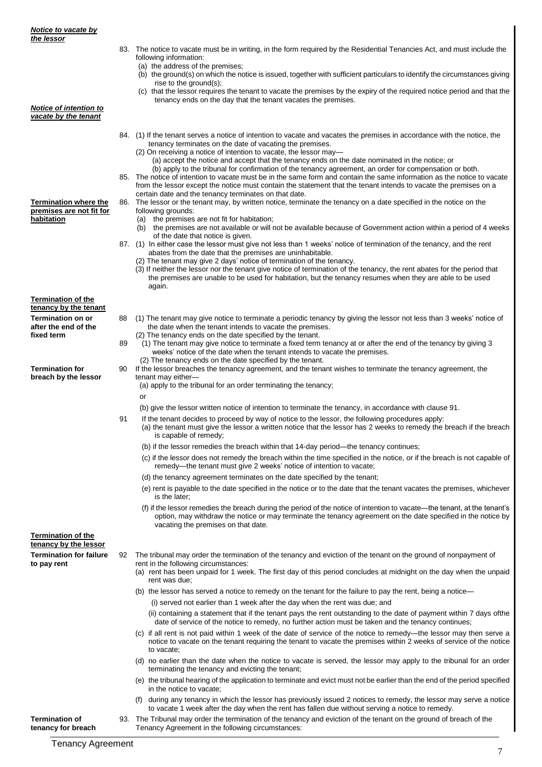***Notice to vacate by the lessor***

83. The notice to vacate must be in writing, in the form required by the Residential Tenancies Act, and must include the following information:
    (a) the address of the premises;
    (b) the ground(s) on which the notice is issued, together with sufficient particulars to identify the circumstances giving rise to the ground(s);
    (c) that the lessor requires the tenant to vacate the premises by the expiry of the required notice period and that the tenancy ends on the day that the tenant vacates the premises.

***Notice of intention to vacate by the tenant***

84. (1) If the tenant serves a notice of intention to vacate and vacates the premises in accordance with the notice, the tenancy terminates on the date of vacating the premises.
    (2) On receiving a notice of intention to vacate, the lessor may—
        (a) accept the notice and accept that the tenancy ends on the date nominated in the notice; or
        (b) apply to the tribunal for confirmation of the tenancy agreement, an order for compensation or both.

85. The notice of intention to vacate must be in the same form and contain the same information as the notice to vacate from the lessor except the notice must contain the statement that the tenant intends to vacate the premises on a certain date and the tenancy terminates on that date.

**Termination where the premises are not fit for habitation**

86. The lessor or the tenant may, by written notice, terminate the tenancy on a date specified in the notice on the following grounds:
    (a) the premises are not fit for habitation;
    (b) the premises are not available or will not be available because of Government action within a period of 4 weeks of the date that notice is given.

87. (1) In either case the lessor must give not less than 1 weeks' notice of termination of the tenancy, and the rent abates from the date that the premises are uninhabitable.
    (2) The tenant may give 2 days' notice of termination of the tenancy.
    (3) If neither the lessor nor the tenant give notice of termination of the tenancy, the rent abates for the period that the premises are unable to be used for habitation, but the tenancy resumes when they are able to be used again.

**Termination of the tenancy by the tenant**

**Termination on or after the end of the fixed term**

88 (1) The tenant may give notice to terminate a periodic tenancy by giving the lessor not less than 3 weeks' notice of the date when the tenant intends to vacate the premises.
   (2) The tenancy ends on the date specified by the tenant.

89 (1) The tenant may give notice to terminate a fixed term tenancy at or after the end of the tenancy by giving 3 weeks' notice of the date when the tenant intends to vacate the premises.
   (2) The tenancy ends on the date specified by the tenant.

**Termination for breach by the lessor**

90 If the lessor breaches the tenancy agreement, and the tenant wishes to terminate the tenancy agreement, the tenant may either—
   (a) apply to the tribunal for an order terminating the tenancy;
   or
   (b) give the lessor written notice of intention to terminate the tenancy, in accordance with clause 91.

91 If the tenant decides to proceed by way of notice to the lessor, the following procedures apply:
   (a) the tenant must give the lessor a written notice that the lessor has 2 weeks to remedy the breach if the breach is capable of remedy;
   (b) if the lessor remedies the breach within that 14-day period—the tenancy continues;
   (c) if the lessor does not remedy the breach within the time specified in the notice, or if the breach is not capable of remedy—the tenant must give 2 weeks' notice of intention to vacate;
   (d) the tenancy agreement terminates on the date specified by the tenant;
   (e) rent is payable to the date specified in the notice or to the date that the tenant vacates the premises, whichever is the later;
   (f) if the lessor remedies the breach during the period of the notice of intention to vacate—the tenant, at the tenant's option, may withdraw the notice or may terminate the tenancy agreement on the date specified in the notice by vacating the premises on that date.

**Termination of the tenancy by the lessor**

**Termination for failure to pay rent**

92 The tribunal may order the termination of the tenancy and eviction of the tenant on the ground of nonpayment of rent in the following circumstances:
   (a) rent has been unpaid for 1 week. The first day of this period concludes at midnight on the day when the unpaid rent was due;
   (b) the lessor has served a notice to remedy on the tenant for the failure to pay the rent, being a notice—
       (i) served not earlier than 1 week after the day when the rent was due; and
       (ii) containing a statement that if the tenant pays the rent outstanding to the date of payment within 7 days ofthe date of service of the notice to remedy, no further action must be taken and the tenancy continues;
   (c) if all rent is not paid within 1 week of the date of service of the notice to remedy—the lessor may then serve a notice to vacate on the tenant requiring the tenant to vacate the premises within 2 weeks of service of the notice to vacate;
   (d) no earlier than the date when the notice to vacate is served, the lessor may apply to the tribunal for an order terminating the tenancy and evicting the tenant;
   (e) the tribunal hearing of the application to terminate and evict must not be earlier than the end of the period specified in the notice to vacate;
   (f) during any tenancy in which the lessor has previously issued 2 notices to remedy, the lessor may serve a notice to vacate 1 week after the day when the rent has fallen due without serving a notice to remedy.

**Termination of tenancy for breach**

93. The Tribunal may order the termination of the tenancy and eviction of the tenant on the ground of breach of the Tenancy Agreement in the following circumstances: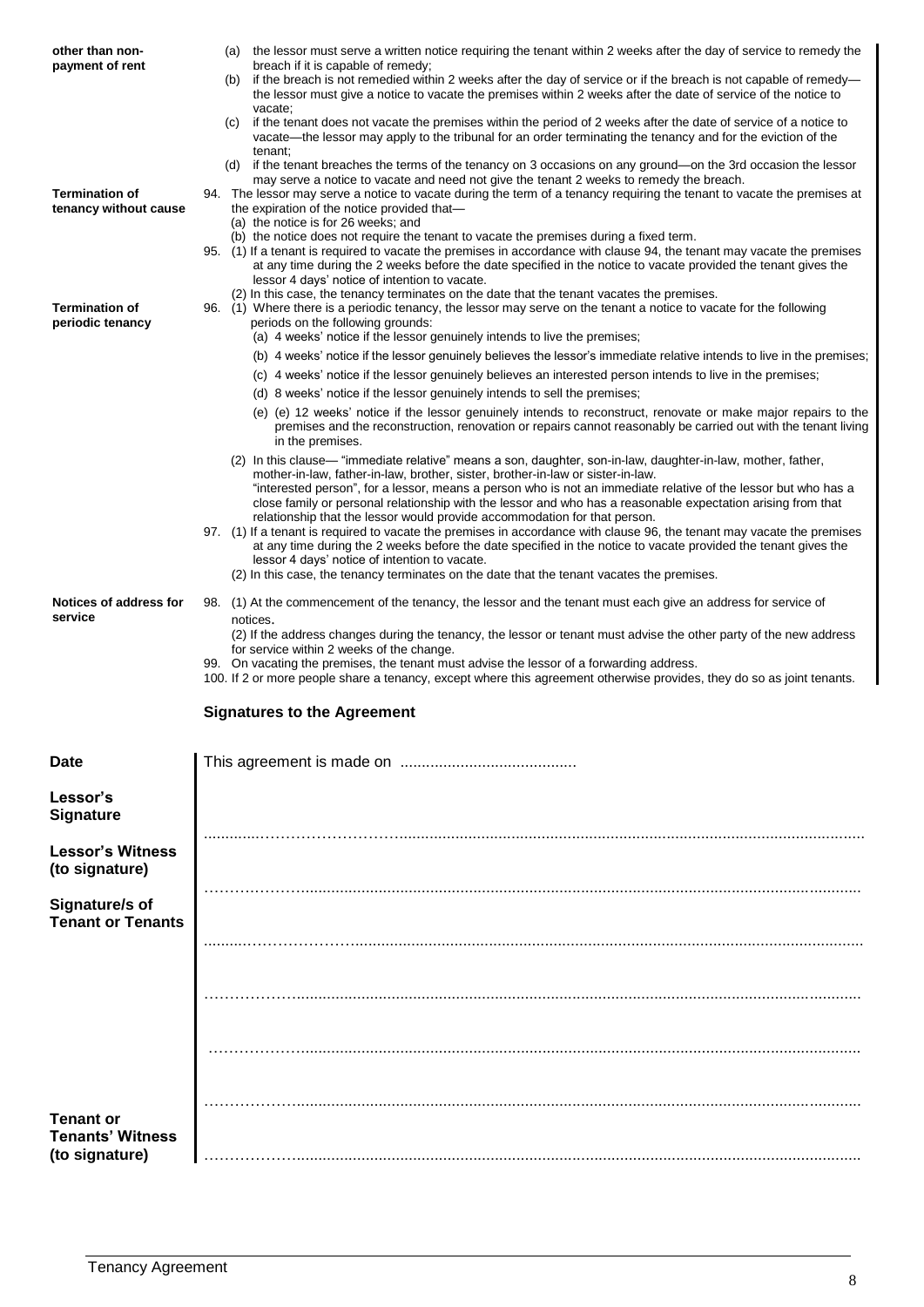**other than non-payment of rent**

(a) the lessor must serve a written notice requiring the tenant within 2 weeks after the day of service to remedy the breach if it is capable of remedy;

(b) if the breach is not remedied within 2 weeks after the day of service or if the breach is not capable of remedy—the lessor must give a notice to vacate the premises within 2 weeks after the date of service of the notice to vacate;

(c) if the tenant does not vacate the premises within the period of 2 weeks after the date of service of a notice to vacate—the lessor may apply to the tribunal for an order terminating the tenancy and for the eviction of the tenant;

(d) if the tenant breaches the terms of the tenancy on 3 occasions on any ground—on the 3rd occasion the lessor may serve a notice to vacate and need not give the tenant 2 weeks to remedy the breach.

**Termination of tenancy without cause**

94. The lessor may serve a notice to vacate during the term of a tenancy requiring the tenant to vacate the premises at the expiration of the notice provided that—

(a) the notice is for 26 weeks; and

(b) the notice does not require the tenant to vacate the premises during a fixed term.

95. (1) If a tenant is required to vacate the premises in accordance with clause 94, the tenant may vacate the premises at any time during the 2 weeks before the date specified in the notice to vacate provided the tenant gives the lessor 4 days' notice of intention to vacate.

(2) In this case, the tenancy terminates on the date that the tenant vacates the premises.

**Termination of periodic tenancy**

96. (1) Where there is a periodic tenancy, the lessor may serve on the tenant a notice to vacate for the following periods on the following grounds:

(a) 4 weeks' notice if the lessor genuinely intends to live the premises;

(b) 4 weeks' notice if the lessor genuinely believes the lessor's immediate relative intends to live in the premises;

(c) 4 weeks' notice if the lessor genuinely believes an interested person intends to live in the premises;

(d) 8 weeks' notice if the lessor genuinely intends to sell the premises;

(e) (e) 12 weeks' notice if the lessor genuinely intends to reconstruct, renovate or make major repairs to the premises and the reconstruction, renovation or repairs cannot reasonably be carried out with the tenant living in the premises.

(2) In this clause— "immediate relative" means a son, daughter, son-in-law, daughter-in-law, mother, father, mother-in-law, father-in-law, brother, sister, brother-in-law or sister-in-law.

"interested person", for a lessor, means a person who is not an immediate relative of the lessor but who has a close family or personal relationship with the lessor and who has a reasonable expectation arising from that relationship that the lessor would provide accommodation for that person.

97. (1) If a tenant is required to vacate the premises in accordance with clause 96, the tenant may vacate the premises at any time during the 2 weeks before the date specified in the notice to vacate provided the tenant gives the lessor 4 days' notice of intention to vacate.

(2) In this case, the tenancy terminates on the date that the tenant vacates the premises.

**Notices of address for service**

98. (1) At the commencement of the tenancy, the lessor and the tenant must each give an address for service of notices.

(2) If the address changes during the tenancy, the lessor or tenant must advise the other party of the new address for service within 2 weeks of the change.

99. On vacating the premises, the tenant must advise the lessor of a forwarding address.

100. If 2 or more people share a tenancy, except where this agreement otherwise provides, they do so as joint tenants.

## Signatures to the Agreement

**Date** This agreement is made on .........................................

**Lessor's Signature**

..............................................................................................................................................

**Lessor's Witness (to signature)**

..............................................................................................................................................

**Signature/s of Tenant or Tenants**

..............................................................................................................................................

..............................................................................................................................................

..............................................................................................................................................

..............................................................................................................................................

**Tenant or Tenants' Witness (to signature)**

..............................................................................................................................................